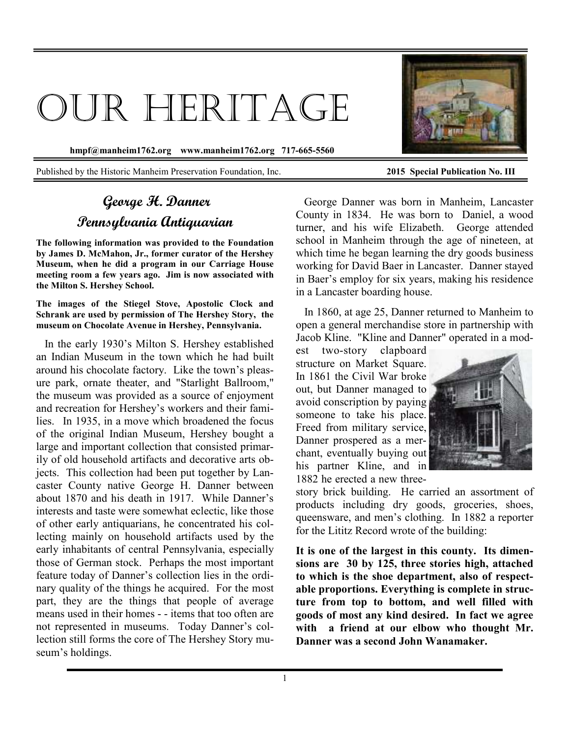# Our Heritage

**hmpf@manheim1762.org www.manheim1762.org 717-665-5560**

Published by the Historic Manheim Preservation Foundation, Inc. **2015 Special Publication No. III**

## George H. Danner
## Pennsylvania Antiquarian

**The following information was provided to the Foundation by James D. McMahon, Jr., former curator of the Hershey Museum, when he did a program in our Carriage House meeting room a few years ago. Jim is now associated with the Milton S. Hershey School.**

**The images of the Stiegel Stove, Apostolic Clock and Schrank are used by permission of The Hershey Story, the museum on Chocolate Avenue in Hershey, Pennsylvania.**

In the early 1930's Milton S. Hershey established an Indian Museum in the town which he had built around his chocolate factory. Like the town's pleasure park, ornate theater, and "Starlight Ballroom," the museum was provided as a source of enjoyment and recreation for Hershey's workers and their families. In 1935, in a move which broadened the focus of the original Indian Museum, Hershey bought a large and important collection that consisted primarily of old household artifacts and decorative arts objects. This collection had been put together by Lancaster County native George H. Danner between about 1870 and his death in 1917. While Danner's interests and taste were somewhat eclectic, like those of other early antiquarians, he concentrated his collecting mainly on household artifacts used by the early inhabitants of central Pennsylvania, especially those of German stock. Perhaps the most important feature today of Danner's collection lies in the ordinary quality of the things he acquired. For the most part, they are the things that people of average means used in their homes - - items that too often are not represented in museums. Today Danner's collection still forms the core of The Hershey Story museum's holdings.

George Danner was born in Manheim, Lancaster County in 1834. He was born to Daniel, a wood turner, and his wife Elizabeth. George attended school in Manheim through the age of nineteen, at which time he began learning the dry goods business working for David Baer in Lancaster. Danner stayed in Baer's employ for six years, making his residence in a Lancaster boarding house.

In 1860, at age 25, Danner returned to Manheim to open a general merchandise store in partnership with Jacob Kline. "Kline and Danner" operated in a modest two-story clapboard structure on Market Square. In 1861 the Civil War broke out, but Danner managed to avoid conscription by paying someone to take his place. Freed from military service, Danner prospered as a merchant, eventually buying out his partner Kline, and in 1882 he erected a new three-story brick building. He carried an assortment of products including dry goods, groceries, shoes, queensware, and men's clothing. In 1882 a reporter for the Lititz Record wrote of the building:

**It is one of the largest in this county. Its dimensions are 30 by 125, three stories high, attached to which is the shoe department, also of respectable proportions. Everything is complete in structure from top to bottom, and well filled with goods of most any kind desired. In fact we agree with a friend at our elbow who thought Mr. Danner was a second John Wanamaker.**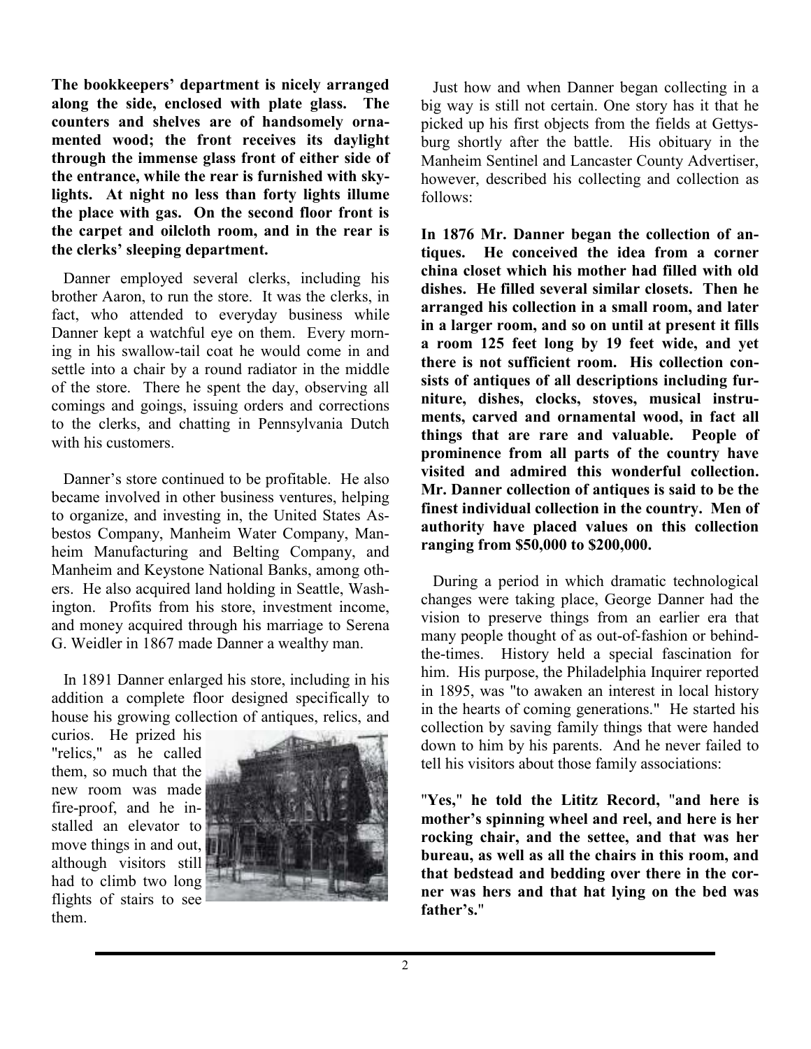**The bookkeepers' department is nicely arranged along the side, enclosed with plate glass. The counters and shelves are of handsomely ornamented wood; the front receives its daylight through the immense glass front of either side of the entrance, while the rear is furnished with skylights. At night no less than forty lights illume the place with gas. On the second floor front is the carpet and oilcloth room, and in the rear is the clerks' sleeping department.**

Danner employed several clerks, including his brother Aaron, to run the store. It was the clerks, in fact, who attended to everyday business while Danner kept a watchful eye on them. Every morning in his swallow-tail coat he would come in and settle into a chair by a round radiator in the middle of the store. There he spent the day, observing all comings and goings, issuing orders and corrections to the clerks, and chatting in Pennsylvania Dutch with his customers.

Danner's store continued to be profitable. He also became involved in other business ventures, helping to organize, and investing in, the United States Asbestos Company, Manheim Water Company, Manheim Manufacturing and Belting Company, and Manheim and Keystone National Banks, among others. He also acquired land holding in Seattle, Washington. Profits from his store, investment income, and money acquired through his marriage to Serena G. Weidler in 1867 made Danner a wealthy man.

In 1891 Danner enlarged his store, including in his addition a complete floor designed specifically to house his growing collection of antiques, relics, and curios. He prized his "relics," as he called them, so much that the new room was made fire-proof, and he installed an elevator to move things in and out, although visitors still had to climb two long flights of stairs to see them.

Just how and when Danner began collecting in a big way is still not certain. One story has it that he picked up his first objects from the fields at Gettysburg shortly after the battle. His obituary in the Manheim Sentinel and Lancaster County Advertiser, however, described his collecting and collection as follows:

**In 1876 Mr. Danner began the collection of antiques. He conceived the idea from a corner china closet which his mother had filled with old dishes. He filled several similar closets. Then he arranged his collection in a small room, and later in a larger room, and so on until at present it fills a room 125 feet long by 19 feet wide, and yet there is not sufficient room. His collection consists of antiques of all descriptions including furniture, dishes, clocks, stoves, musical instruments, carved and ornamental wood, in fact all things that are rare and valuable. People of prominence from all parts of the country have visited and admired this wonderful collection. Mr. Danner collection of antiques is said to be the finest individual collection in the country. Men of authority have placed values on this collection ranging from $50,000 to $200,000.**

During a period in which dramatic technological changes were taking place, George Danner had the vision to preserve things from an earlier era that many people thought of as out-of-fashion or behind-the-times. History held a special fascination for him. His purpose, the Philadelphia Inquirer reported in 1895, was "to awaken an interest in local history in the hearts of coming generations." He started his collection by saving family things that were handed down to him by his parents. And he never failed to tell his visitors about those family associations:

**"Yes," he told the Lititz Record, "and here is mother's spinning wheel and reel, and here is her rocking chair, and the settee, and that was her bureau, as well as all the chairs in this room, and that bedstead and bedding over there in the corner was hers and that hat lying on the bed was father's."**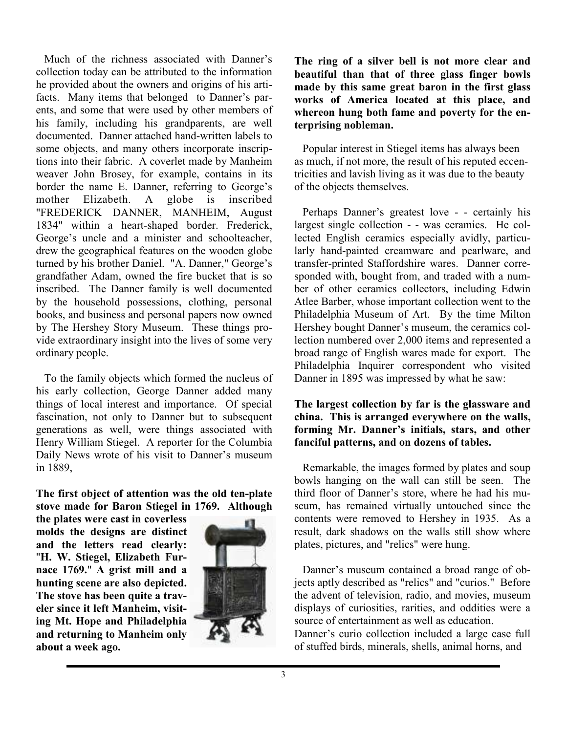Much of the richness associated with Danner's collection today can be attributed to the information he provided about the owners and origins of his artifacts. Many items that belonged to Danner's parents, and some that were used by other members of his family, including his grandparents, are well documented. Danner attached hand-written labels to some objects, and many others incorporate inscriptions into their fabric. A coverlet made by Manheim weaver John Brosey, for example, contains in its border the name E. Danner, referring to George's mother Elizabeth. A globe is inscribed "FREDERICK DANNER, MANHEIM, August 1834" within a heart-shaped border. Frederick, George's uncle and a minister and schoolteacher, drew the geographical features on the wooden globe turned by his brother Daniel. "A. Danner," George's grandfather Adam, owned the fire bucket that is so inscribed. The Danner family is well documented by the household possessions, clothing, personal books, and business and personal papers now owned by The Hershey Story Museum. These things provide extraordinary insight into the lives of some very ordinary people.

To the family objects which formed the nucleus of his early collection, George Danner added many things of local interest and importance. Of special fascination, not only to Danner but to subsequent generations as well, were things associated with Henry William Stiegel. A reporter for the Columbia Daily News wrote of his visit to Danner's museum in 1889,

**The first object of attention was the old ten-plate stove made for Baron Stiegel in 1769. Although the plates were cast in coverless molds the designs are distinct and the letters read clearly: "H. W. Stiegel, Elizabeth Furnace 1769." A grist mill and a hunting scene are also depicted. The stove has been quite a traveler since it left Manheim, visiting Mt. Hope and Philadelphia and returning to Manheim only about a week ago.**

**The ring of a silver bell is not more clear and beautiful than that of three glass finger bowls made by this same great baron in the first glass works of America located at this place, and whereon hung both fame and poverty for the enterprising nobleman.**

Popular interest in Stiegel items has always been as much, if not more, the result of his reputed eccentricities and lavish living as it was due to the beauty of the objects themselves.

Perhaps Danner's greatest love - - certainly his largest single collection - - was ceramics. He collected English ceramics especially avidly, particularly hand-painted creamware and pearlware, and transfer-printed Staffordshire wares. Danner corresponded with, bought from, and traded with a number of other ceramics collectors, including Edwin Atlee Barber, whose important collection went to the Philadelphia Museum of Art. By the time Milton Hershey bought Danner's museum, the ceramics collection numbered over 2,000 items and represented a broad range of English wares made for export. The Philadelphia Inquirer correspondent who visited Danner in 1895 was impressed by what he saw:

**The largest collection by far is the glassware and china. This is arranged everywhere on the walls, forming Mr. Danner's initials, stars, and other fanciful patterns, and on dozens of tables.**

Remarkable, the images formed by plates and soup bowls hanging on the wall can still be seen. The third floor of Danner's store, where he had his museum, has remained virtually untouched since the contents were removed to Hershey in 1935. As a result, dark shadows on the walls still show where plates, pictures, and "relics" were hung.

Danner's museum contained a broad range of objects aptly described as "relics" and "curios." Before the advent of television, radio, and movies, museum displays of curiosities, rarities, and oddities were a source of entertainment as well as education.
Danner's curio collection included a large case full of stuffed birds, minerals, shells, animal horns, and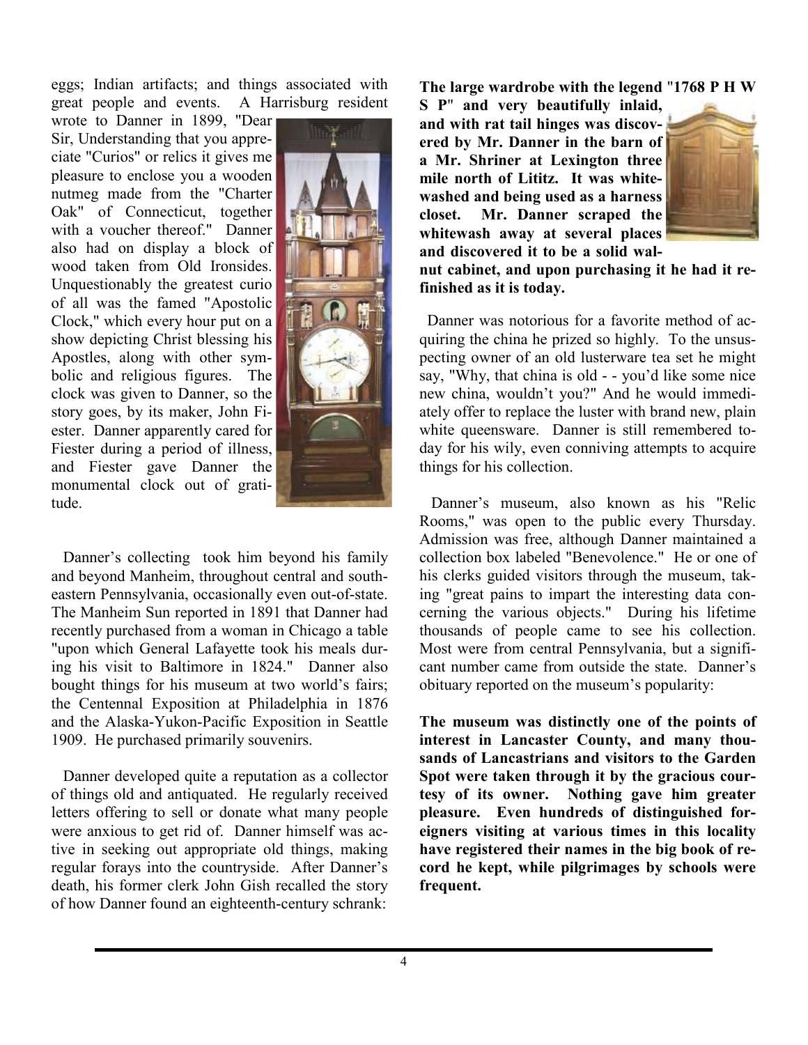eggs; Indian artifacts; and things associated with great people and events. A Harrisburg resident wrote to Danner in 1899, "Dear Sir, Understanding that you appreciate "Curios" or relics it gives me pleasure to enclose you a wooden nutmeg made from the "Charter Oak" of Connecticut, together with a voucher thereof." Danner also had on display a block of wood taken from Old Ironsides. Unquestionably the greatest curio of all was the famed "Apostolic Clock," which every hour put on a show depicting Christ blessing his Apostles, along with other symbolic and religious figures. The clock was given to Danner, so the story goes, by its maker, John Fiester. Danner apparently cared for Fiester during a period of illness, and Fiester gave Danner the monumental clock out of gratitude.

Danner's collecting took him beyond his family and beyond Manheim, throughout central and southeastern Pennsylvania, occasionally even out-of-state. The Manheim Sun reported in 1891 that Danner had recently purchased from a woman in Chicago a table "upon which General Lafayette took his meals during his visit to Baltimore in 1824." Danner also bought things for his museum at two world's fairs; the Centennial Exposition at Philadelphia in 1876 and the Alaska-Yukon-Pacific Exposition in Seattle 1909. He purchased primarily souvenirs.

Danner developed quite a reputation as a collector of things old and antiquated. He regularly received letters offering to sell or donate what many people were anxious to get rid of. Danner himself was active in seeking out appropriate old things, making regular forays into the countryside. After Danner's death, his former clerk John Gish recalled the story of how Danner found an eighteenth-century schrank:

**The large wardrobe with the legend "1768 P H W S P" and very beautifully inlaid, and with rat tail hinges was discovered by Mr. Danner in the barn of a Mr. Shriner at Lexington three mile north of Lititz. It was whitewashed and being used as a harness closet. Mr. Danner scraped the whitewash away at several places and discovered it to be a solid walnut cabinet, and upon purchasing it he had it refinished as it is today.**

Danner was notorious for a favorite method of acquiring the china he prized so highly. To the unsuspecting owner of an old lusterware tea set he might say, "Why, that china is old - - you'd like some nice new china, wouldn't you?" And he would immediately offer to replace the luster with brand new, plain white queensware. Danner is still remembered today for his wily, even conniving attempts to acquire things for his collection.

Danner's museum, also known as his "Relic Rooms," was open to the public every Thursday. Admission was free, although Danner maintained a collection box labeled "Benevolence." He or one of his clerks guided visitors through the museum, taking "great pains to impart the interesting data concerning the various objects." During his lifetime thousands of people came to see his collection. Most were from central Pennsylvania, but a significant number came from outside the state. Danner's obituary reported on the museum's popularity:

**The museum was distinctly one of the points of interest in Lancaster County, and many thousands of Lancastrians and visitors to the Garden Spot were taken through it by the gracious courtesy of its owner. Nothing gave him greater pleasure. Even hundreds of distinguished foreigners visiting at various times in this locality have registered their names in the big book of record he kept, while pilgrimages by schools were frequent.**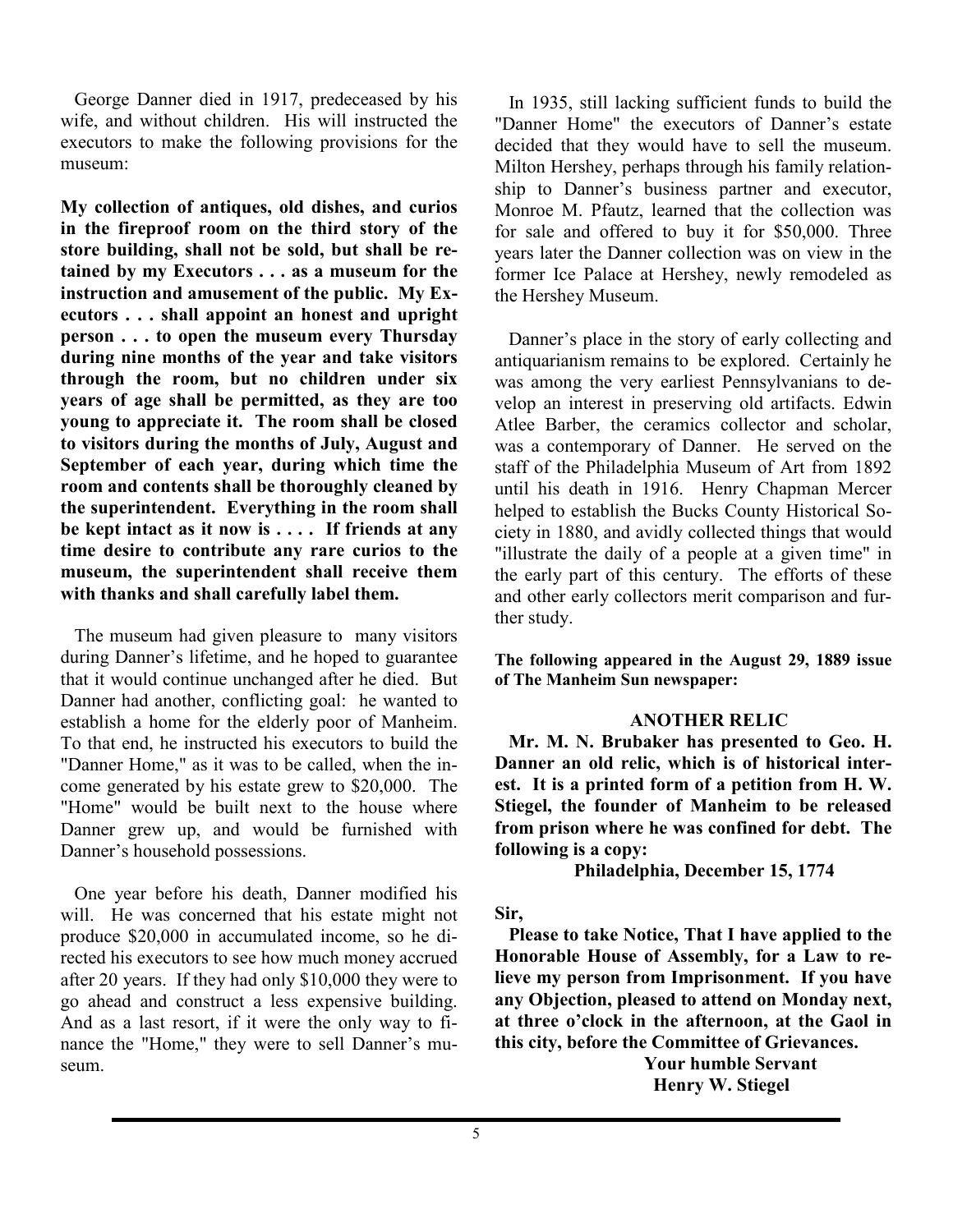George Danner died in 1917, predeceased by his wife, and without children. His will instructed the executors to make the following provisions for the museum:

**My collection of antiques, old dishes, and curios in the fireproof room on the third story of the store building, shall not be sold, but shall be retained by my Executors . . . as a museum for the instruction and amusement of the public. My Executors . . . shall appoint an honest and upright person . . . to open the museum every Thursday during nine months of the year and take visitors through the room, but no children under six years of age shall be permitted, as they are too young to appreciate it. The room shall be closed to visitors during the months of July, August and September of each year, during which time the room and contents shall be thoroughly cleaned by the superintendent. Everything in the room shall be kept intact as it now is . . . . If friends at any time desire to contribute any rare curios to the museum, the superintendent shall receive them with thanks and shall carefully label them.**

The museum had given pleasure to many visitors during Danner's lifetime, and he hoped to guarantee that it would continue unchanged after he died. But Danner had another, conflicting goal: he wanted to establish a home for the elderly poor of Manheim. To that end, he instructed his executors to build the "Danner Home," as it was to be called, when the income generated by his estate grew to $20,000. The "Home" would be built next to the house where Danner grew up, and would be furnished with Danner's household possessions.

One year before his death, Danner modified his will. He was concerned that his estate might not produce $20,000 in accumulated income, so he directed his executors to see how much money accrued after 20 years. If they had only $10,000 they were to go ahead and construct a less expensive building. And as a last resort, if it were the only way to finance the "Home," they were to sell Danner's museum.

In 1935, still lacking sufficient funds to build the "Danner Home" the executors of Danner's estate decided that they would have to sell the museum. Milton Hershey, perhaps through his family relationship to Danner's business partner and executor, Monroe M. Pfautz, learned that the collection was for sale and offered to buy it for $50,000. Three years later the Danner collection was on view in the former Ice Palace at Hershey, newly remodeled as the Hershey Museum.

Danner's place in the story of early collecting and antiquarianism remains to be explored. Certainly he was among the very earliest Pennsylvanians to develop an interest in preserving old artifacts. Edwin Atlee Barber, the ceramics collector and scholar, was a contemporary of Danner. He served on the staff of the Philadelphia Museum of Art from 1892 until his death in 1916. Henry Chapman Mercer helped to establish the Bucks County Historical Society in 1880, and avidly collected things that would "illustrate the daily of a people at a given time" in the early part of this century. The efforts of these and other early collectors merit comparison and further study.

**The following appeared in the August 29, 1889 issue of The Manheim Sun newspaper:**

### ANOTHER RELIC

**Mr. M. N. Brubaker has presented to Geo. H. Danner an old relic, which is of historical interest. It is a printed form of a petition from H. W. Stiegel, the founder of Manheim to be released from prison where he was confined for debt. The following is a copy:**

**Philadelphia, December 15, 1774**

**Sir,**

**Please to take Notice, That I have applied to the Honorable House of Assembly, for a Law to relieve my person from Imprisonment. If you have any Objection, pleased to attend on Monday next, at three o'clock in the afternoon, at the Gaol in this city, before the Committee of Grievances.**

**Your humble Servant**
**Henry W. Stiegel**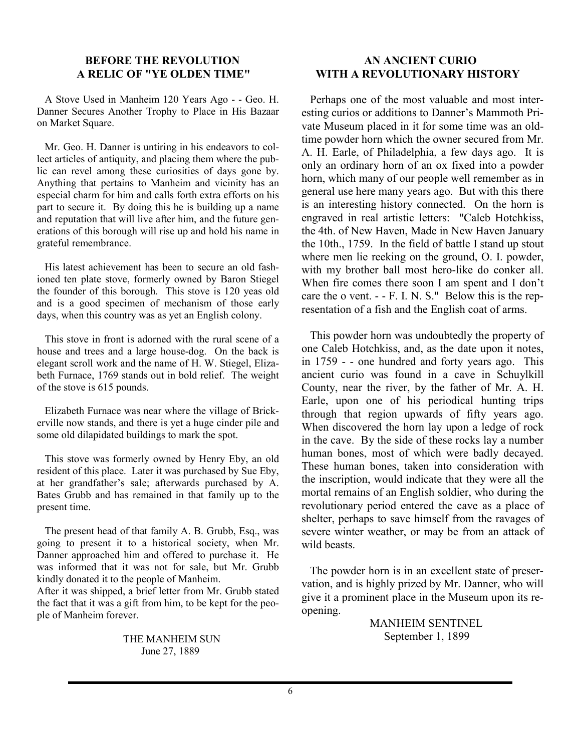## BEFORE THE REVOLUTION
## A RELIC OF "YE OLDEN TIME"

A Stove Used in Manheim 120 Years Ago - - Geo. H. Danner Secures Another Trophy to Place in His Bazaar on Market Square.

Mr. Geo. H. Danner is untiring in his endeavors to collect articles of antiquity, and placing them where the public can revel among these curiosities of days gone by. Anything that pertains to Manheim and vicinity has an especial charm for him and calls forth extra efforts on his part to secure it. By doing this he is building up a name and reputation that will live after him, and the future generations of this borough will rise up and hold his name in grateful remembrance.

His latest achievement has been to secure an old fashioned ten plate stove, formerly owned by Baron Stiegel the founder of this borough. This stove is 120 yeas old and is a good specimen of mechanism of those early days, when this country was as yet an English colony.

This stove in front is adorned with the rural scene of a house and trees and a large house-dog. On the back is elegant scroll work and the name of H. W. Stiegel, Elizabeth Furnace, 1769 stands out in bold relief. The weight of the stove is 615 pounds.

Elizabeth Furnace was near where the village of Brickerville now stands, and there is yet a huge cinder pile and some old dilapidated buildings to mark the spot.

This stove was formerly owned by Henry Eby, an old resident of this place. Later it was purchased by Sue Eby, at her grandfather's sale; afterwards purchased by A. Bates Grubb and has remained in that family up to the present time.

The present head of that family A. B. Grubb, Esq., was going to present it to a historical society, when Mr. Danner approached him and offered to purchase it. He was informed that it was not for sale, but Mr. Grubb kindly donated it to the people of Manheim.
After it was shipped, a brief letter from Mr. Grubb stated the fact that it was a gift from him, to be kept for the people of Manheim forever.

THE MANHEIM SUN
June 27, 1889

## AN ANCIENT CURIO
## WITH A REVOLUTIONARY HISTORY

Perhaps one of the most valuable and most interesting curios or additions to Danner's Mammoth Private Museum placed in it for some time was an old-time powder horn which the owner secured from Mr. A. H. Earle, of Philadelphia, a few days ago. It is only an ordinary horn of an ox fixed into a powder horn, which many of our people well remember as in general use here many years ago. But with this there is an interesting history connected. On the horn is engraved in real artistic letters: "Caleb Hotchkiss, the 4th. of New Haven, Made in New Haven January the 10th., 1759. In the field of battle I stand up stout where men lie reeking on the ground, O. I. powder, with my brother ball most hero-like do conker all. When fire comes there soon I am spent and I don't care the o vent. - - F. I. N. S." Below this is the representation of a fish and the English coat of arms.

This powder horn was undoubtedly the property of one Caleb Hotchkiss, and, as the date upon it notes, in 1759 - - one hundred and forty years ago. This ancient curio was found in a cave in Schuylkill County, near the river, by the father of Mr. A. H. Earle, upon one of his periodical hunting trips through that region upwards of fifty years ago. When discovered the horn lay upon a ledge of rock in the cave. By the side of these rocks lay a number human bones, most of which were badly decayed. These human bones, taken into consideration with the inscription, would indicate that they were all the mortal remains of an English soldier, who during the revolutionary period entered the cave as a place of shelter, perhaps to save himself from the ravages of severe winter weather, or may be from an attack of wild beasts.

The powder horn is in an excellent state of preservation, and is highly prized by Mr. Danner, who will give it a prominent place in the Museum upon its re-opening.

MANHEIM SENTINEL
September 1, 1899